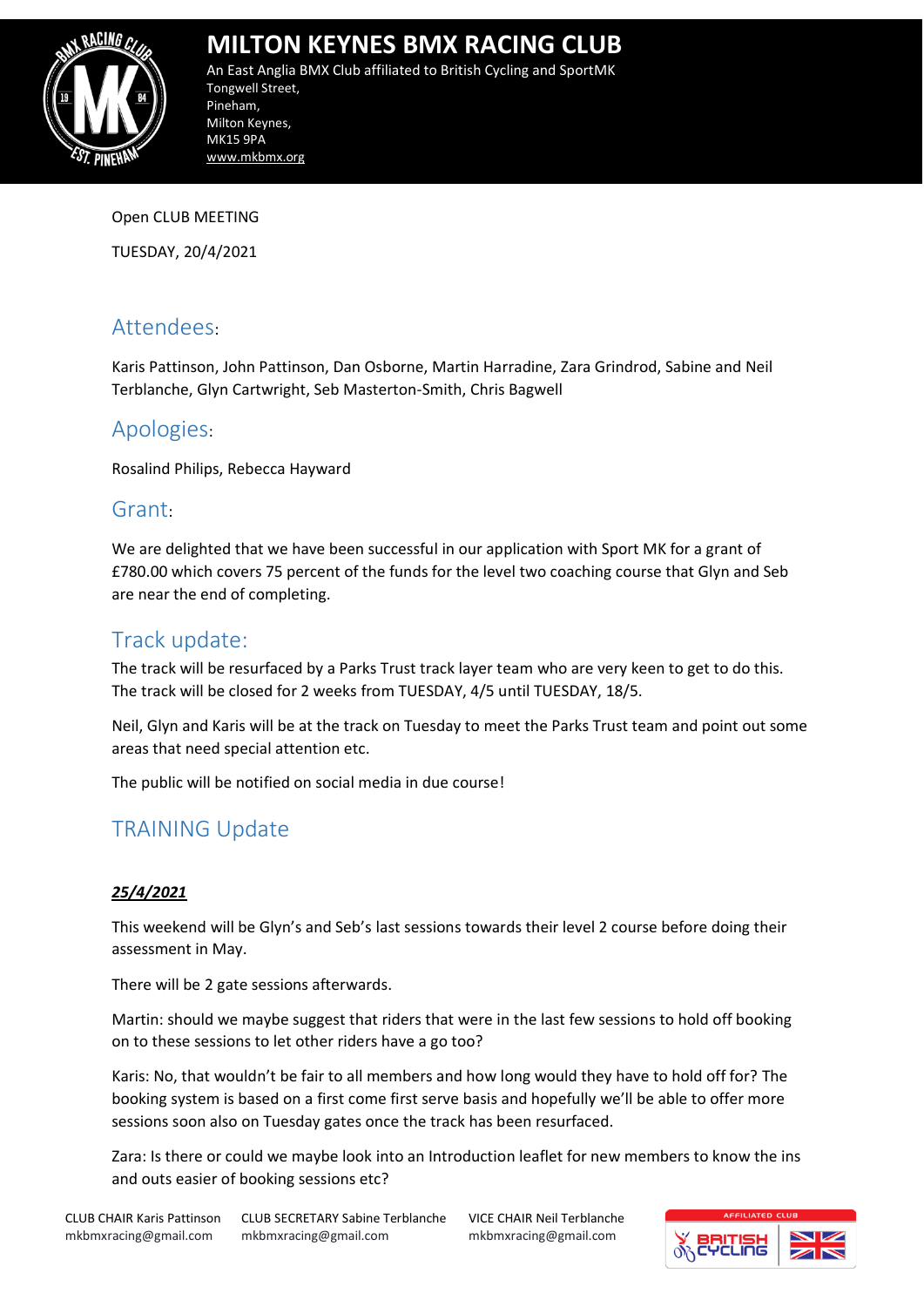# MILTON KEYNES BMX RACING CLUB

An East Anglia BMX Club affiliated to British Cycling and SportMK
Tongwell Street,
Pineham,
Milton Keynes,
MK15 9PA
www.mkbmx.org

Open CLUB MEETING

TUESDAY, 20/4/2021

## Attendees:

Karis Pattinson, John Pattinson, Dan Osborne, Martin Harradine, Zara Grindrod, Sabine and Neil Terblanche, Glyn Cartwright, Seb Masterton-Smith, Chris Bagwell

## Apologies:

Rosalind Philips, Rebecca Hayward

## Grant:

We are delighted that we have been successful in our application with Sport MK for a grant of £780.00 which covers 75 percent of the funds for the level two coaching course that Glyn and Seb are near the end of completing.

## Track update:

The track will be resurfaced by a Parks Trust track layer team who are very keen to get to do this. The track will be closed for 2 weeks from TUESDAY, 4/5 until TUESDAY, 18/5.

Neil, Glyn and Karis will be at the track on Tuesday to meet the Parks Trust team and point out some areas that need special attention etc.

The public will be notified on social media in due course!

## TRAINING Update

***25/4/2021***

This weekend will be Glyn's and Seb's last sessions towards their level 2 course before doing their assessment in May.

There will be 2 gate sessions afterwards.

Martin: should we maybe suggest that riders that were in the last few sessions to hold off booking on to these sessions to let other riders have a go too?

Karis: No, that wouldn't be fair to all members and how long would they have to hold off for? The booking system is based on a first come first serve basis and hopefully we'll be able to offer more sessions soon also on Tuesday gates once the track has been resurfaced.

Zara: Is there or could we maybe look into an Introduction leaflet for new members to know the ins and outs easier of booking sessions etc?

CLUB CHAIR Karis Pattinson mkbmxracing@gmail.com | CLUB SECRETARY Sabine Terblanche mkbmxracing@gmail.com | VICE CHAIR Neil Terblanche mkbmxracing@gmail.com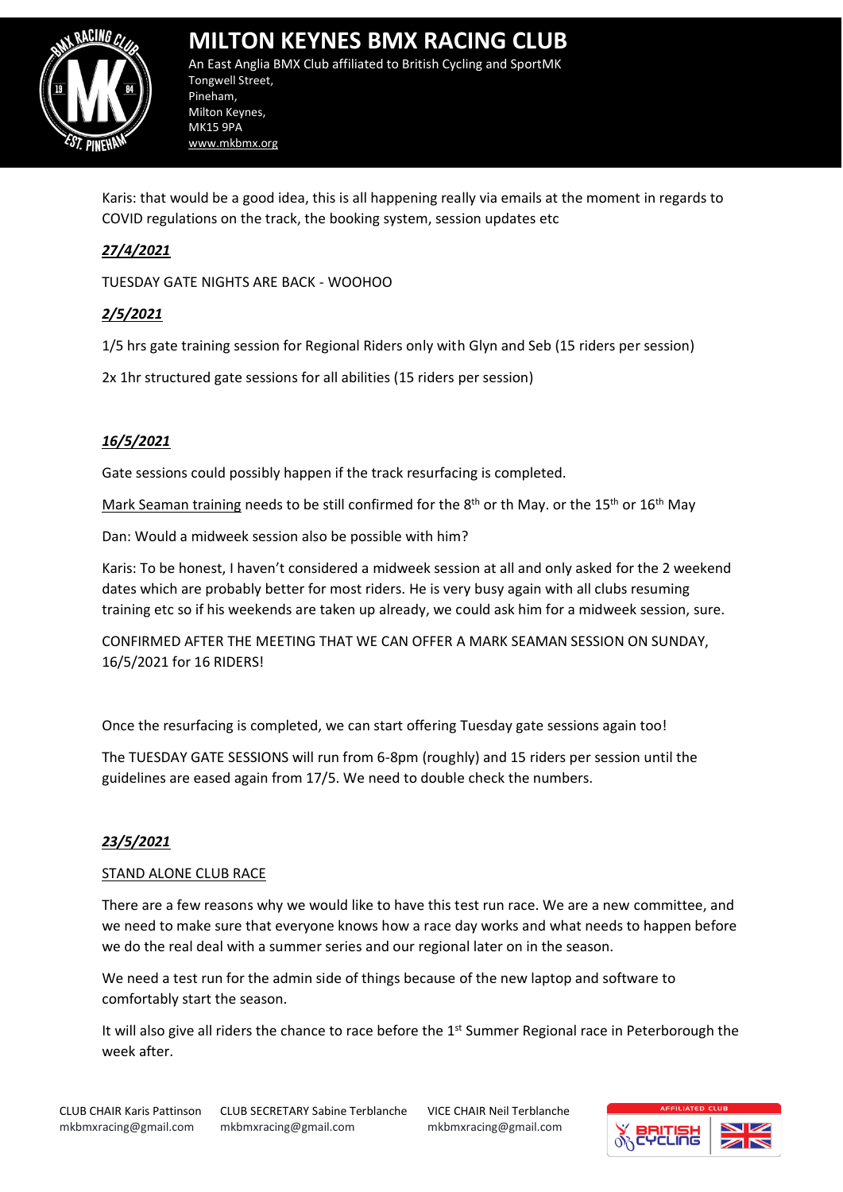Karis: that would be a good idea, this is all happening really via emails at the moment in regards to COVID regulations on the track, the booking system, session updates etc

***27/4/2021***

TUESDAY GATE NIGHTS ARE BACK - WOOHOO

***2/5/2021***

1/5 hrs gate training session for Regional Riders only with Glyn and Seb (15 riders per session)

2x 1hr structured gate sessions for all abilities (15 riders per session)

***16/5/2021***

Gate sessions could possibly happen if the track resurfacing is completed.

Mark Seaman training needs to be still confirmed for the 8th or th May. or the 15th or 16th May

Dan: Would a midweek session also be possible with him?

Karis: To be honest, I haven't considered a midweek session at all and only asked for the 2 weekend dates which are probably better for most riders. He is very busy again with all clubs resuming training etc so if his weekends are taken up already, we could ask him for a midweek session, sure.

CONFIRMED AFTER THE MEETING THAT WE CAN OFFER A MARK SEAMAN SESSION ON SUNDAY, 16/5/2021 for 16 RIDERS!

Once the resurfacing is completed, we can start offering Tuesday gate sessions again too!

The TUESDAY GATE SESSIONS will run from 6-8pm (roughly) and 15 riders per session until the guidelines are eased again from 17/5. We need to double check the numbers.

***23/5/2021***

STAND ALONE CLUB RACE

There are a few reasons why we would like to have this test run race. We are a new committee, and we need to make sure that everyone knows how a race day works and what needs to happen before we do the real deal with a summer series and our regional later on in the season.

We need a test run for the admin side of things because of the new laptop and software to comfortably start the season.

It will also give all riders the chance to race before the 1st Summer Regional race in Peterborough the week after.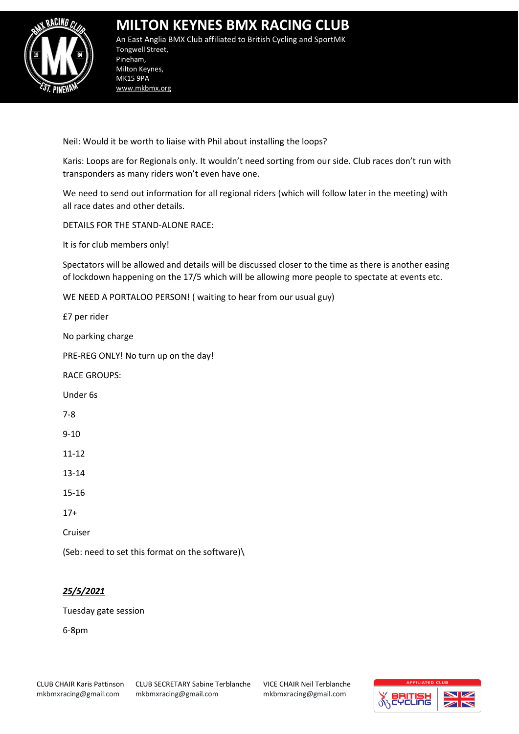Neil: Would it be worth to liaise with Phil about installing the loops?

Karis: Loops are for Regionals only. It wouldn't need sorting from our side. Club races don't run with transponders as many riders won't even have one.

We need to send out information for all regional riders (which will follow later in the meeting) with all race dates and other details.

DETAILS FOR THE STAND-ALONE RACE:

It is for club members only!

Spectators will be allowed and details will be discussed closer to the time as there is another easing of lockdown happening on the 17/5 which will be allowing more people to spectate at events etc.

WE NEED A PORTALOO PERSON! ( waiting to hear from our usual guy)

£7 per rider

No parking charge

PRE-REG ONLY! No turn up on the day!

RACE GROUPS:

Under 6s

7-8

9-10

11-12

13-14

15-16

17+

Cruiser

(Seb: need to set this format on the software)\

***25/5/2021***

Tuesday gate session

6-8pm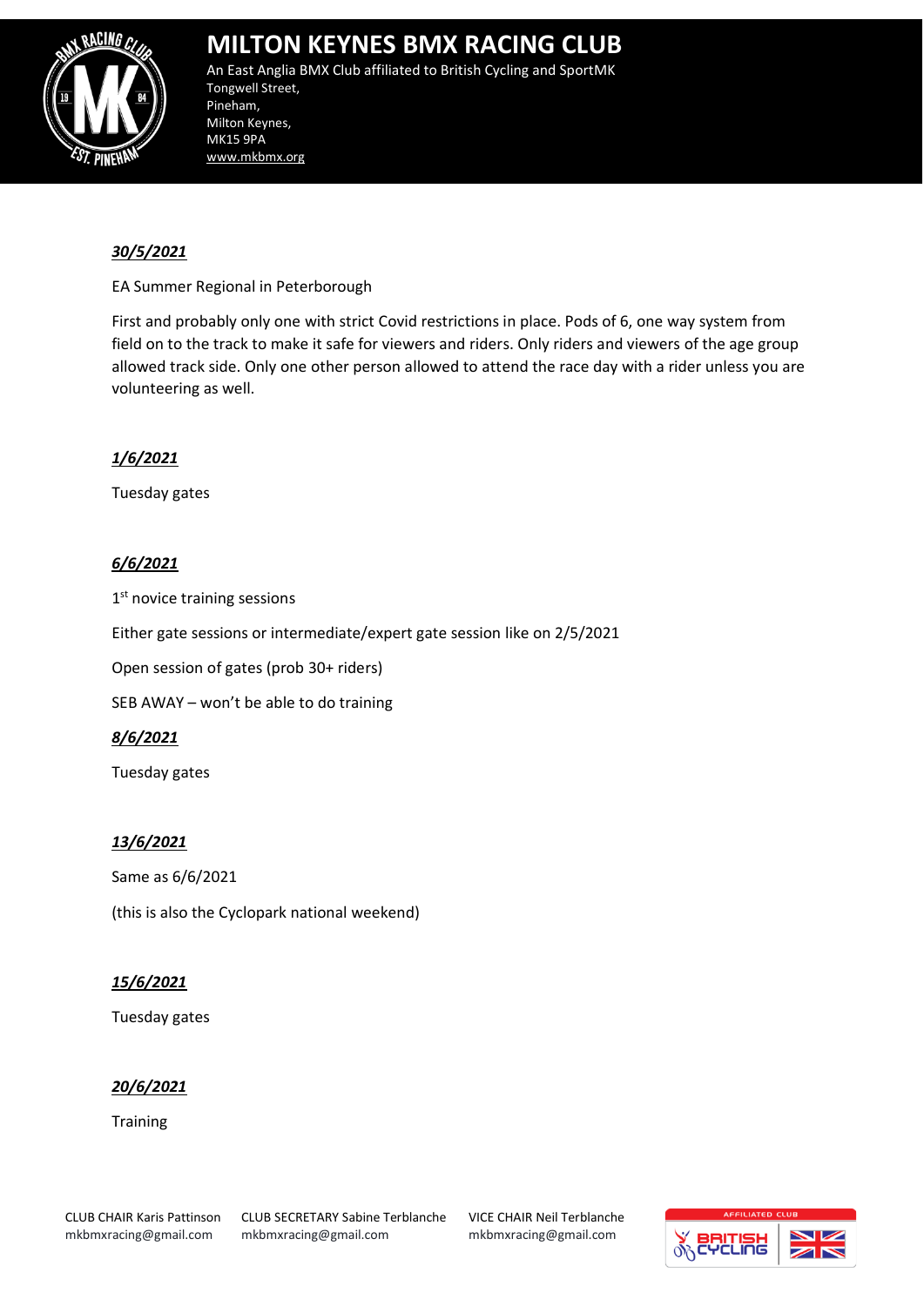***30/5/2021***

EA Summer Regional in Peterborough

First and probably only one with strict Covid restrictions in place. Pods of 6, one way system from field on to the track to make it safe for viewers and riders. Only riders and viewers of the age group allowed track side. Only one other person allowed to attend the race day with a rider unless you are volunteering as well.

***1/6/2021***

Tuesday gates

***6/6/2021***

1st novice training sessions

Either gate sessions or intermediate/expert gate session like on 2/5/2021

Open session of gates (prob 30+ riders)

SEB AWAY – won't be able to do training

***8/6/2021***

Tuesday gates

***13/6/2021***

Same as 6/6/2021

(this is also the Cyclopark national weekend)

***15/6/2021***

Tuesday gates

***20/6/2021***

Training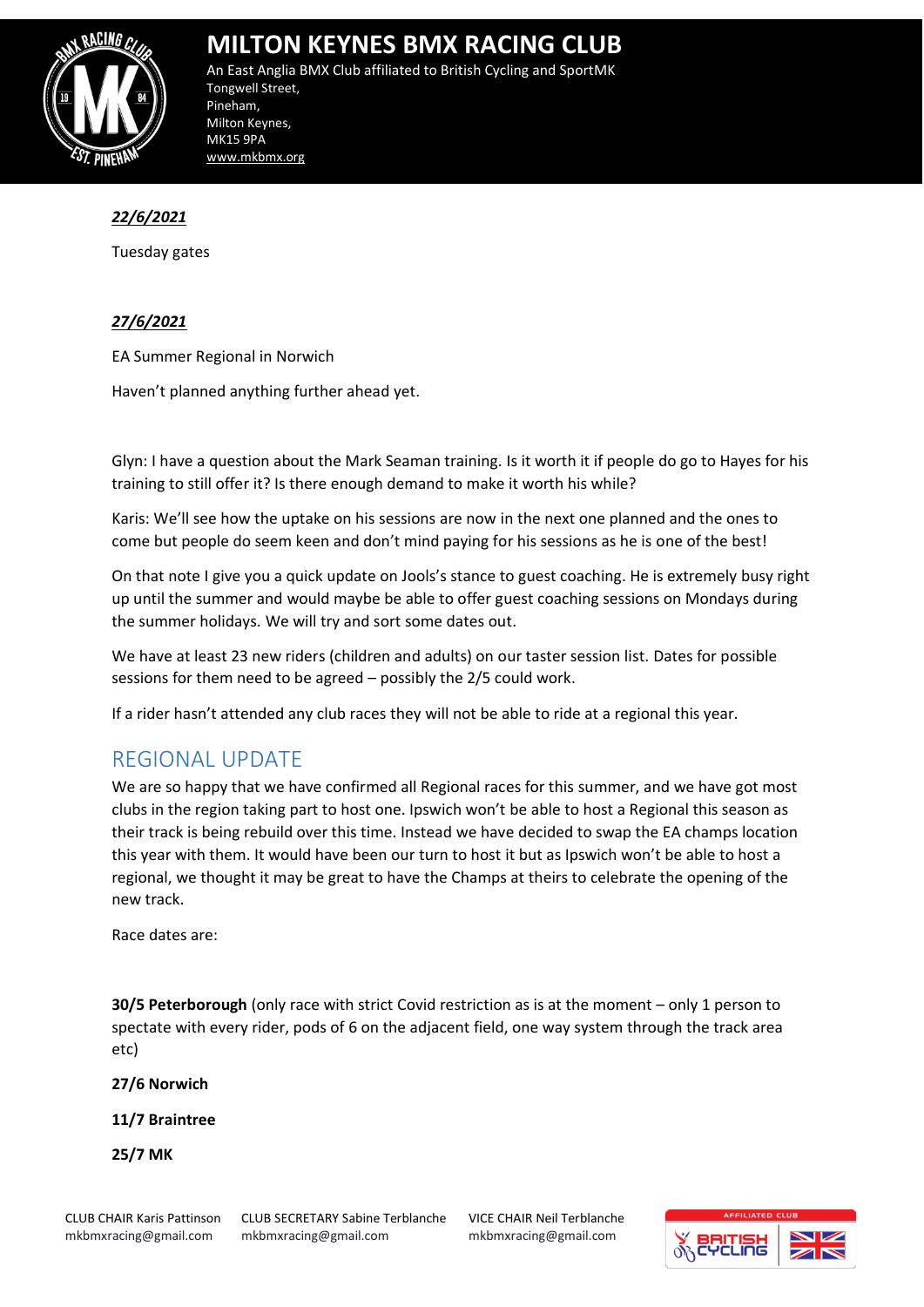***22/6/2021***

Tuesday gates

***27/6/2021***

EA Summer Regional in Norwich

Haven't planned anything further ahead yet.

Glyn: I have a question about the Mark Seaman training. Is it worth it if people do go to Hayes for his training to still offer it? Is there enough demand to make it worth his while?

Karis: We'll see how the uptake on his sessions are now in the next one planned and the ones to come but people do seem keen and don't mind paying for his sessions as he is one of the best!

On that note I give you a quick update on Jools's stance to guest coaching. He is extremely busy right up until the summer and would maybe be able to offer guest coaching sessions on Mondays during the summer holidays. We will try and sort some dates out.

We have at least 23 new riders (children and adults) on our taster session list. Dates for possible sessions for them need to be agreed – possibly the 2/5 could work.

If a rider hasn't attended any club races they will not be able to ride at a regional this year.

## REGIONAL UPDATE

We are so happy that we have confirmed all Regional races for this summer, and we have got most clubs in the region taking part to host one. Ipswich won't be able to host a Regional this season as their track is being rebuild over this time. Instead we have decided to swap the EA champs location this year with them. It would have been our turn to host it but as Ipswich won't be able to host a regional, we thought it may be great to have the Champs at theirs to celebrate the opening of the new track.

Race dates are:

**30/5 Peterborough** (only race with strict Covid restriction as is at the moment – only 1 person to spectate with every rider, pods of 6 on the adjacent field, one way system through the track area etc)

**27/6 Norwich**

**11/7 Braintree**

**25/7 MK**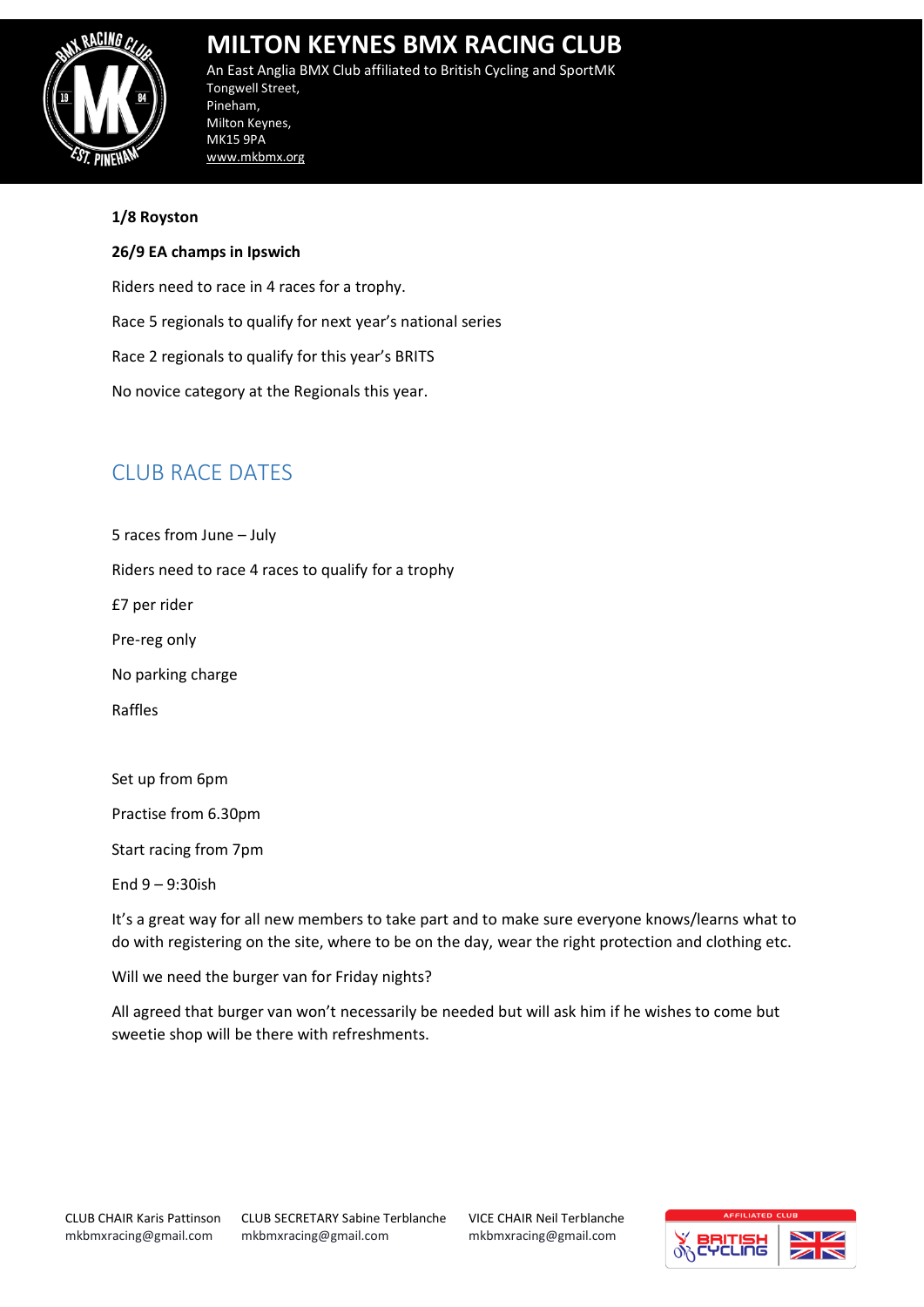**1/8 Royston**

**26/9 EA champs in Ipswich**

Riders need to race in 4 races for a trophy.

Race 5 regionals to qualify for next year's national series

Race 2 regionals to qualify for this year's BRITS

No novice category at the Regionals this year.

## CLUB RACE DATES

5 races from June – July

Riders need to race 4 races to qualify for a trophy

£7 per rider

Pre-reg only

No parking charge

Raffles

Set up from 6pm

Practise from 6.30pm

Start racing from 7pm

End 9 – 9:30ish

It's a great way for all new members to take part and to make sure everyone knows/learns what to do with registering on the site, where to be on the day, wear the right protection and clothing etc.

Will we need the burger van for Friday nights?

All agreed that burger van won't necessarily be needed but will ask him if he wishes to come but sweetie shop will be there with refreshments.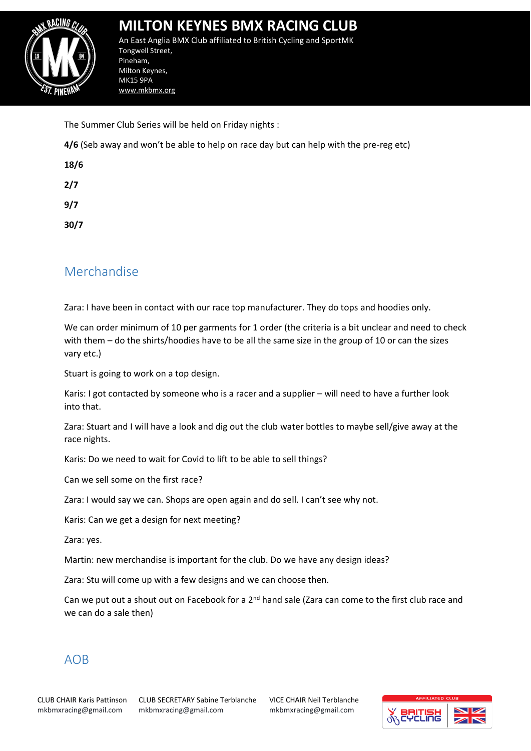The Summer Club Series will be held on Friday nights :

**4/6** (Seb away and won't be able to help on race day but can help with the pre-reg etc)

**18/6**

**2/7**

**9/7**

**30/7**

## Merchandise

Zara: I have been in contact with our race top manufacturer. They do tops and hoodies only.

We can order minimum of 10 per garments for 1 order (the criteria is a bit unclear and need to check with them – do the shirts/hoodies have to be all the same size in the group of 10 or can the sizes vary etc.)

Stuart is going to work on a top design.

Karis: I got contacted by someone who is a racer and a supplier – will need to have a further look into that.

Zara: Stuart and I will have a look and dig out the club water bottles to maybe sell/give away at the race nights.

Karis: Do we need to wait for Covid to lift to be able to sell things?

Can we sell some on the first race?

Zara: I would say we can. Shops are open again and do sell. I can't see why not.

Karis: Can we get a design for next meeting?

Zara: yes.

Martin: new merchandise is important for the club. Do we have any design ideas?

Zara: Stu will come up with a few designs and we can choose then.

Can we put out a shout out on Facebook for a 2nd hand sale (Zara can come to the first club race and we can do a sale then)

## AOB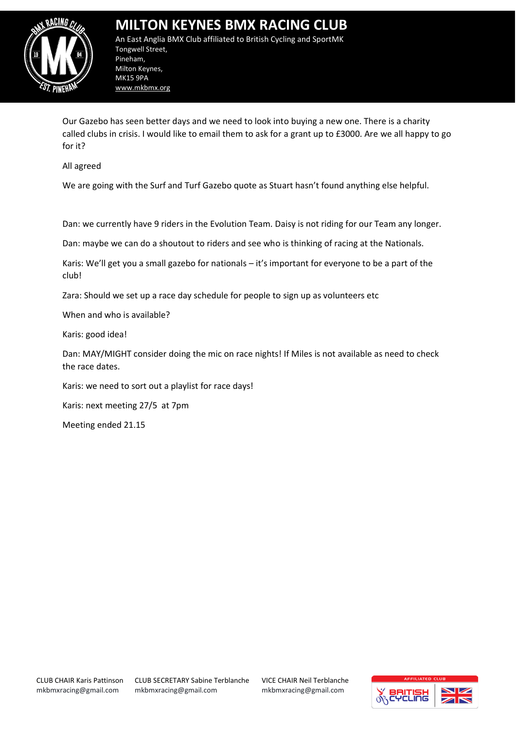Our Gazebo has seen better days and we need to look into buying a new one. There is a charity called clubs in crisis. I would like to email them to ask for a grant up to £3000. Are we all happy to go for it?

All agreed

We are going with the Surf and Turf Gazebo quote as Stuart hasn't found anything else helpful.

Dan: we currently have 9 riders in the Evolution Team. Daisy is not riding for our Team any longer.

Dan: maybe we can do a shoutout to riders and see who is thinking of racing at the Nationals.

Karis: We'll get you a small gazebo for nationals – it's important for everyone to be a part of the club!

Zara: Should we set up a race day schedule for people to sign up as volunteers etc

When and who is available?

Karis: good idea!

Dan: MAY/MIGHT consider doing the mic on race nights! If Miles is not available as need to check the race dates.

Karis: we need to sort out a playlist for race days!

Karis: next meeting 27/5 at 7pm

Meeting ended 21.15